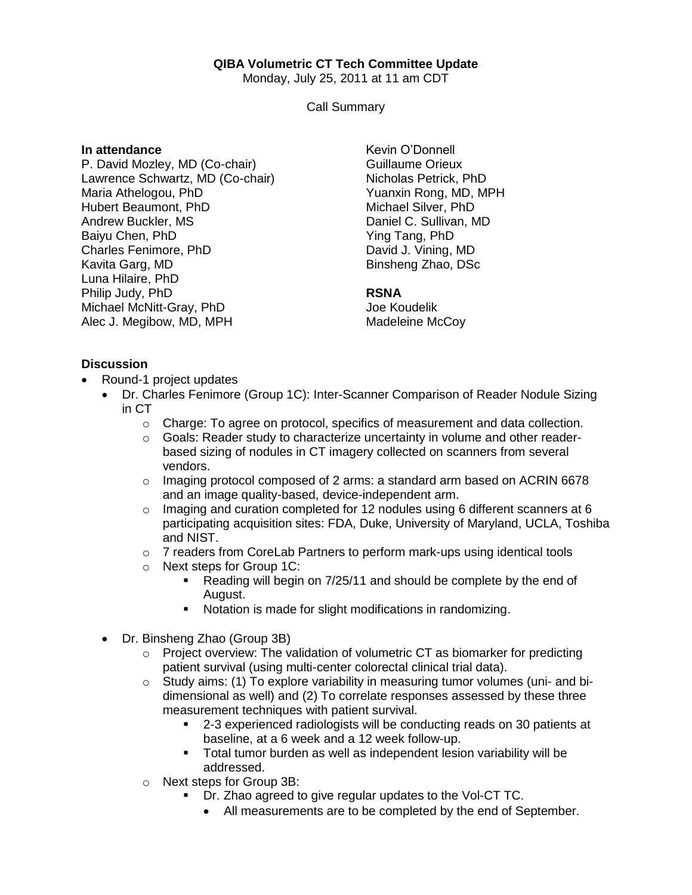**QIBA Volumetric CT Tech Committee Update**

Monday, July 25, 2011 at 11 am CDT

Call Summary

**In attendance**

P. David Mozley, MD (Co-chair)
Lawrence Schwartz, MD (Co-chair)
Maria Athelogou, PhD
Hubert Beaumont, PhD
Andrew Buckler, MS
Baiyu Chen, PhD
Charles Fenimore, PhD
Kavita Garg, MD
Luna Hilaire, PhD
Philip Judy, PhD
Michael McNitt-Gray, PhD
Alec J. Megibow, MD, MPH
Kevin O'Donnell
Guillaume Orieux
Nicholas Petrick, PhD
Yuanxin Rong, MD, MPH
Michael Silver, PhD
Daniel C. Sullivan, MD
Ying Tang, PhD
David J. Vining, MD
Binsheng Zhao, DSc

**RSNA**

Joe Koudelik
Madeleine McCoy

**Discussion**

- Round-1 project updates
  - Dr. Charles Fenimore (Group 1C): Inter-Scanner Comparison of Reader Nodule Sizing in CT
    - Charge: To agree on protocol, specifics of measurement and data collection.
    - Goals: Reader study to characterize uncertainty in volume and other reader-based sizing of nodules in CT imagery collected on scanners from several vendors.
    - Imaging protocol composed of 2 arms: a standard arm based on ACRIN 6678 and an image quality-based, device-independent arm.
    - Imaging and curation completed for 12 nodules using 6 different scanners at 6 participating acquisition sites: FDA, Duke, University of Maryland, UCLA, Toshiba and NIST.
    - 7 readers from CoreLab Partners to perform mark-ups using identical tools
    - Next steps for Group 1C:
      - Reading will begin on 7/25/11 and should be complete by the end of August.
      - Notation is made for slight modifications in randomizing.
  - Dr. Binsheng Zhao (Group 3B)
    - Project overview: The validation of volumetric CT as biomarker for predicting patient survival (using multi-center colorectal clinical trial data).
    - Study aims: (1) To explore variability in measuring tumor volumes (uni- and bi-dimensional as well) and (2) To correlate responses assessed by these three measurement techniques with patient survival.
      - 2-3 experienced radiologists will be conducting reads on 30 patients at baseline, at a 6 week and a 12 week follow-up.
      - Total tumor burden as well as independent lesion variability will be addressed.
    - Next steps for Group 3B:
      - Dr. Zhao agreed to give regular updates to the Vol-CT TC.
        - All measurements are to be completed by the end of September.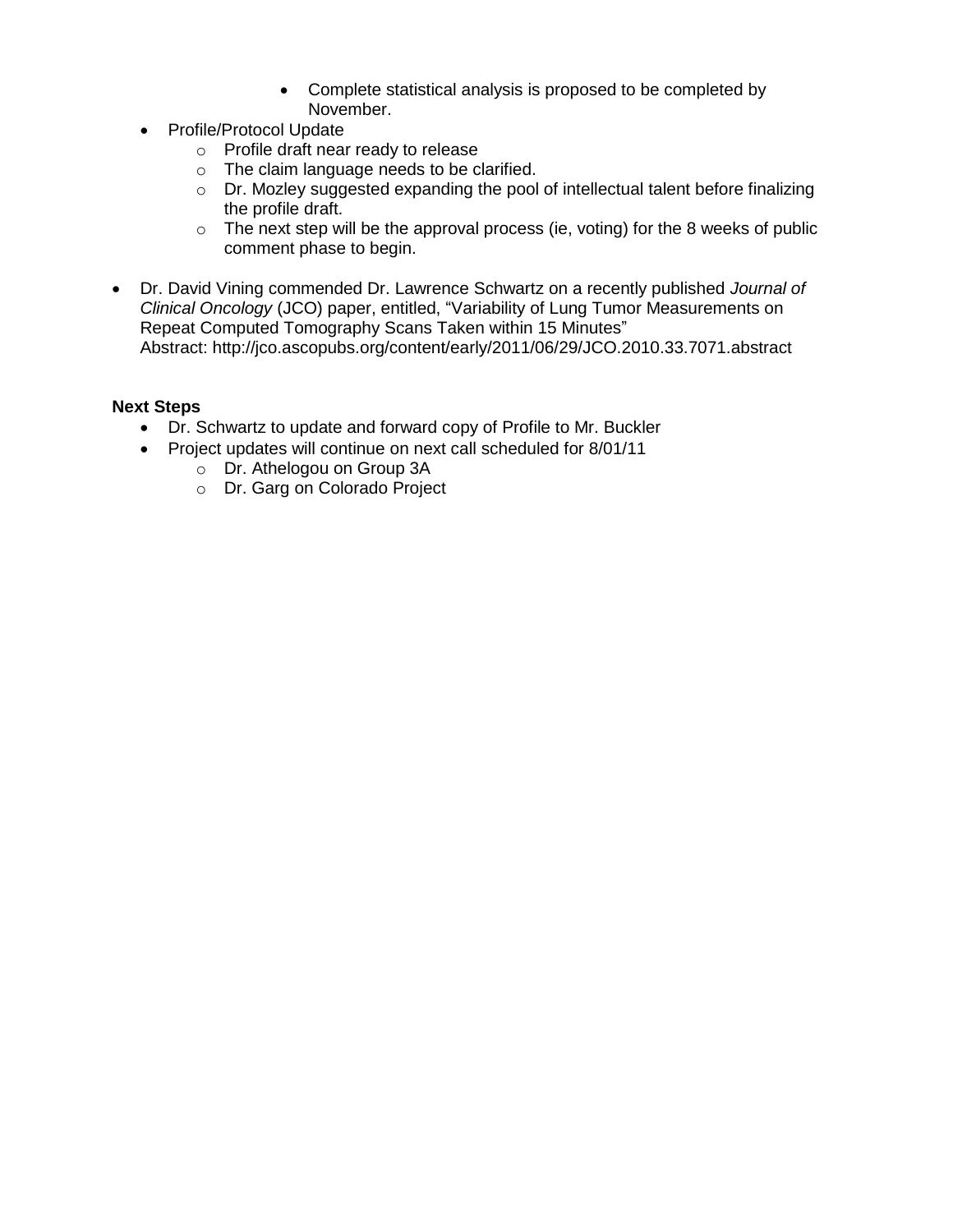- Complete statistical analysis is proposed to be completed by November.
- Profile/Protocol Update
    - Profile draft near ready to release
    - The claim language needs to be clarified.
    - Dr. Mozley suggested expanding the pool of intellectual talent before finalizing the profile draft.
    - The next step will be the approval process (ie, voting) for the 8 weeks of public comment phase to begin.

- Dr. David Vining commended Dr. Lawrence Schwartz on a recently published *Journal of Clinical Oncology* (JCO) paper, entitled, “Variability of Lung Tumor Measurements on Repeat Computed Tomography Scans Taken within 15 Minutes”
  Abstract: http://jco.ascopubs.org/content/early/2011/06/29/JCO.2010.33.7071.abstract

**Next Steps**

- Dr. Schwartz to update and forward copy of Profile to Mr. Buckler
- Project updates will continue on next call scheduled for 8/01/11
    - Dr. Athelogou on Group 3A
    - Dr. Garg on Colorado Project